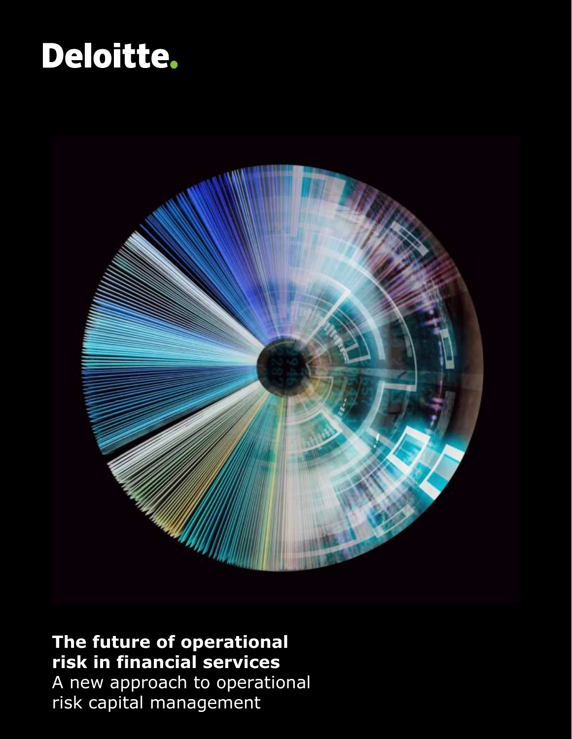Deloitte.

# The future of operational risk in financial services

A new approach to operational risk capital management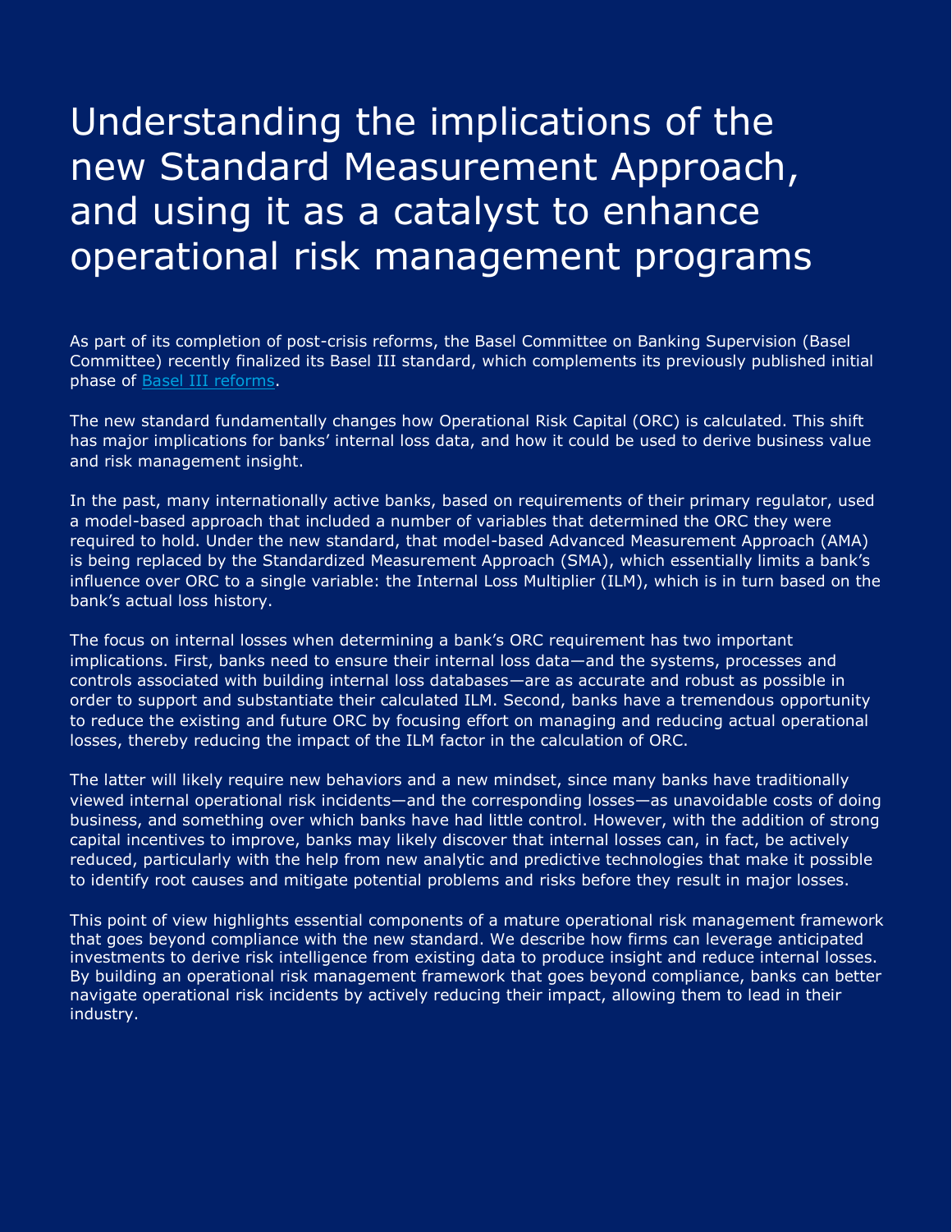# Understanding the implications of the new Standard Measurement Approach, and using it as a catalyst to enhance operational risk management programs

As part of its completion of post-crisis reforms, the Basel Committee on Banking Supervision (Basel Committee) recently finalized its Basel III standard, which complements its previously published initial phase of Basel III reforms.

The new standard fundamentally changes how Operational Risk Capital (ORC) is calculated. This shift has major implications for banks' internal loss data, and how it could be used to derive business value and risk management insight.

In the past, many internationally active banks, based on requirements of their primary regulator, used a model-based approach that included a number of variables that determined the ORC they were required to hold. Under the new standard, that model-based Advanced Measurement Approach (AMA) is being replaced by the Standardized Measurement Approach (SMA), which essentially limits a bank's influence over ORC to a single variable: the Internal Loss Multiplier (ILM), which is in turn based on the bank's actual loss history.

The focus on internal losses when determining a bank's ORC requirement has two important implications. First, banks need to ensure their internal loss data—and the systems, processes and controls associated with building internal loss databases—are as accurate and robust as possible in order to support and substantiate their calculated ILM. Second, banks have a tremendous opportunity to reduce the existing and future ORC by focusing effort on managing and reducing actual operational losses, thereby reducing the impact of the ILM factor in the calculation of ORC.

The latter will likely require new behaviors and a new mindset, since many banks have traditionally viewed internal operational risk incidents—and the corresponding losses—as unavoidable costs of doing business, and something over which banks have had little control. However, with the addition of strong capital incentives to improve, banks may likely discover that internal losses can, in fact, be actively reduced, particularly with the help from new analytic and predictive technologies that make it possible to identify root causes and mitigate potential problems and risks before they result in major losses.

This point of view highlights essential components of a mature operational risk management framework that goes beyond compliance with the new standard. We describe how firms can leverage anticipated investments to derive risk intelligence from existing data to produce insight and reduce internal losses. By building an operational risk management framework that goes beyond compliance, banks can better navigate operational risk incidents by actively reducing their impact, allowing them to lead in their industry.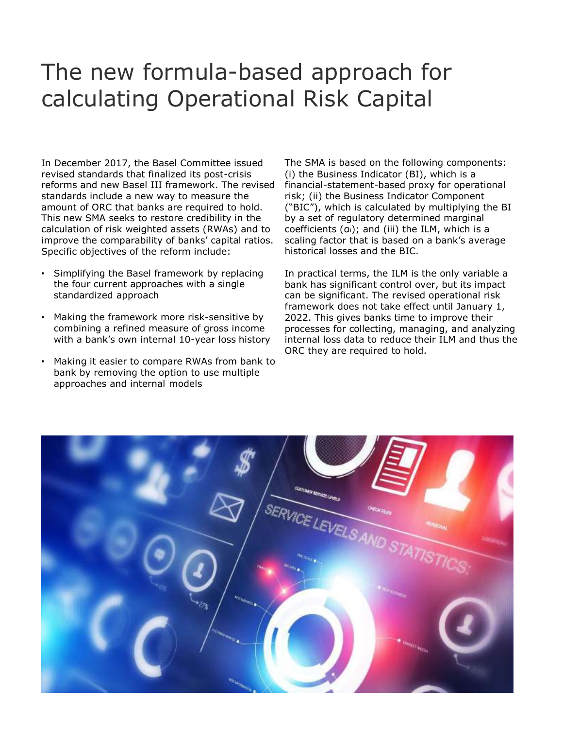# The new formula-based approach for calculating Operational Risk Capital

In December 2017, the Basel Committee issued revised standards that finalized its post-crisis reforms and new Basel III framework. The revised standards include a new way to measure the amount of ORC that banks are required to hold. This new SMA seeks to restore credibility in the calculation of risk weighted assets (RWAs) and to improve the comparability of banks' capital ratios. Specific objectives of the reform include:

- Simplifying the Basel framework by replacing the four current approaches with a single standardized approach
- Making the framework more risk-sensitive by combining a refined measure of gross income with a bank's own internal 10-year loss history
- Making it easier to compare RWAs from bank to bank by removing the option to use multiple approaches and internal models

The SMA is based on the following components: (i) the Business Indicator (BI), which is a financial-statement-based proxy for operational risk; (ii) the Business Indicator Component ("BIC"), which is calculated by multiplying the BI by a set of regulatory determined marginal coefficients ($\alpha_i$); and (iii) the ILM, which is a scaling factor that is based on a bank's average historical losses and the BIC.

In practical terms, the ILM is the only variable a bank has significant control over, but its impact can be significant. The revised operational risk framework does not take effect until January 1, 2022. This gives banks time to improve their processes for collecting, managing, and analyzing internal loss data to reduce their ILM and thus the ORC they are required to hold.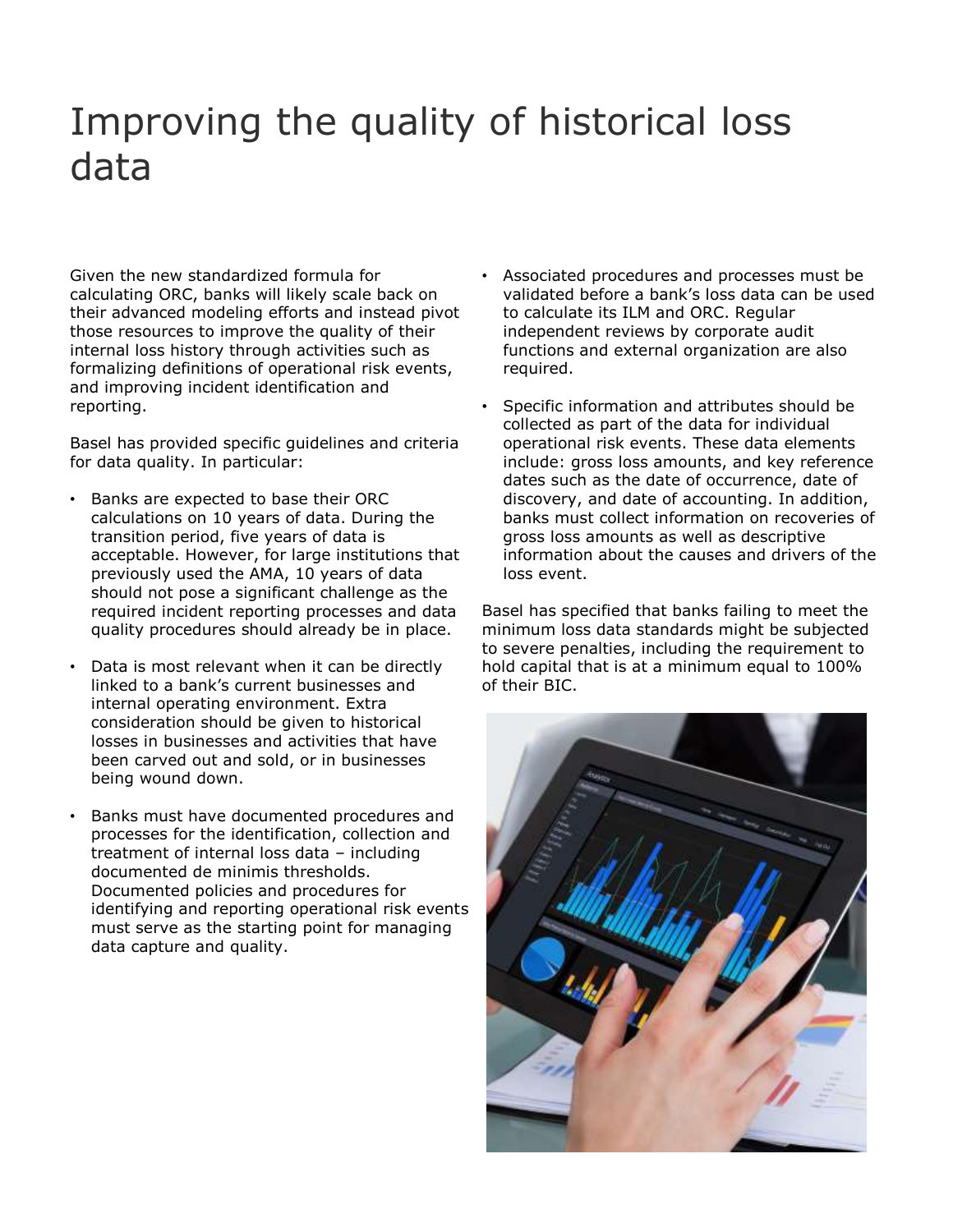# Improving the quality of historical loss data

Given the new standardized formula for calculating ORC, banks will likely scale back on their advanced modeling efforts and instead pivot those resources to improve the quality of their internal loss history through activities such as formalizing definitions of operational risk events, and improving incident identification and reporting.

Basel has provided specific guidelines and criteria for data quality. In particular:

- Banks are expected to base their ORC calculations on 10 years of data. During the transition period, five years of data is acceptable. However, for large institutions that previously used the AMA, 10 years of data should not pose a significant challenge as the required incident reporting processes and data quality procedures should already be in place.
- Data is most relevant when it can be directly linked to a bank's current businesses and internal operating environment. Extra consideration should be given to historical losses in businesses and activities that have been carved out and sold, or in businesses being wound down.
- Banks must have documented procedures and processes for the identification, collection and treatment of internal loss data – including documented de minimis thresholds. Documented policies and procedures for identifying and reporting operational risk events must serve as the starting point for managing data capture and quality.
- Associated procedures and processes must be validated before a bank's loss data can be used to calculate its ILM and ORC. Regular independent reviews by corporate audit functions and external organization are also required.
- Specific information and attributes should be collected as part of the data for individual operational risk events. These data elements include: gross loss amounts, and key reference dates such as the date of occurrence, date of discovery, and date of accounting. In addition, banks must collect information on recoveries of gross loss amounts as well as descriptive information about the causes and drivers of the loss event.

Basel has specified that banks failing to meet the minimum loss data standards might be subjected to severe penalties, including the requirement to hold capital that is at a minimum equal to 100% of their BIC.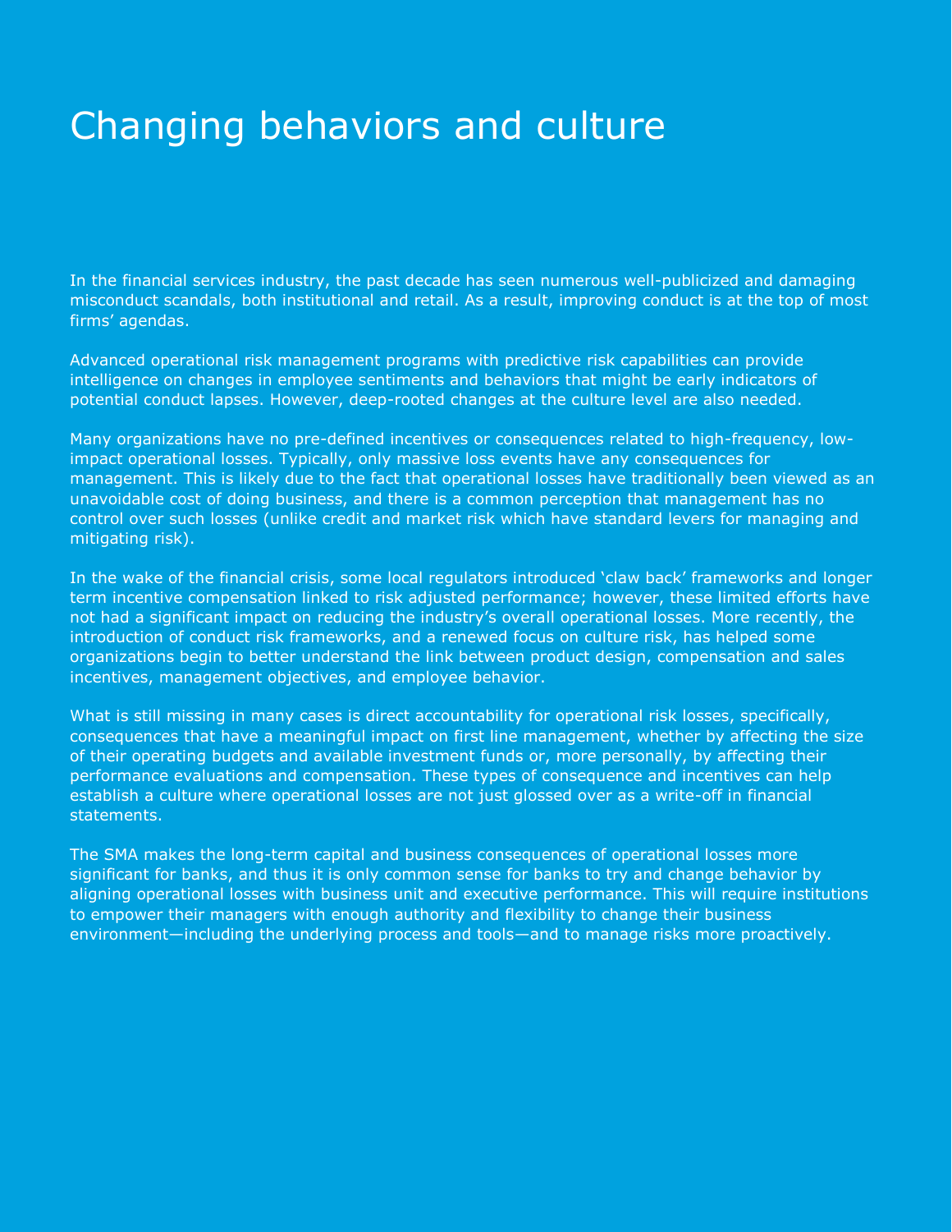# Changing behaviors and culture

In the financial services industry, the past decade has seen numerous well-publicized and damaging misconduct scandals, both institutional and retail. As a result, improving conduct is at the top of most firms' agendas.

Advanced operational risk management programs with predictive risk capabilities can provide intelligence on changes in employee sentiments and behaviors that might be early indicators of potential conduct lapses. However, deep-rooted changes at the culture level are also needed.

Many organizations have no pre-defined incentives or consequences related to high-frequency, low-impact operational losses. Typically, only massive loss events have any consequences for management. This is likely due to the fact that operational losses have traditionally been viewed as an unavoidable cost of doing business, and there is a common perception that management has no control over such losses (unlike credit and market risk which have standard levers for managing and mitigating risk).

In the wake of the financial crisis, some local regulators introduced 'claw back' frameworks and longer term incentive compensation linked to risk adjusted performance; however, these limited efforts have not had a significant impact on reducing the industry's overall operational losses. More recently, the introduction of conduct risk frameworks, and a renewed focus on culture risk, has helped some organizations begin to better understand the link between product design, compensation and sales incentives, management objectives, and employee behavior.

What is still missing in many cases is direct accountability for operational risk losses, specifically, consequences that have a meaningful impact on first line management, whether by affecting the size of their operating budgets and available investment funds or, more personally, by affecting their performance evaluations and compensation. These types of consequence and incentives can help establish a culture where operational losses are not just glossed over as a write-off in financial statements.

The SMA makes the long-term capital and business consequences of operational losses more significant for banks, and thus it is only common sense for banks to try and change behavior by aligning operational losses with business unit and executive performance. This will require institutions to empower their managers with enough authority and flexibility to change their business environment—including the underlying process and tools—and to manage risks more proactively.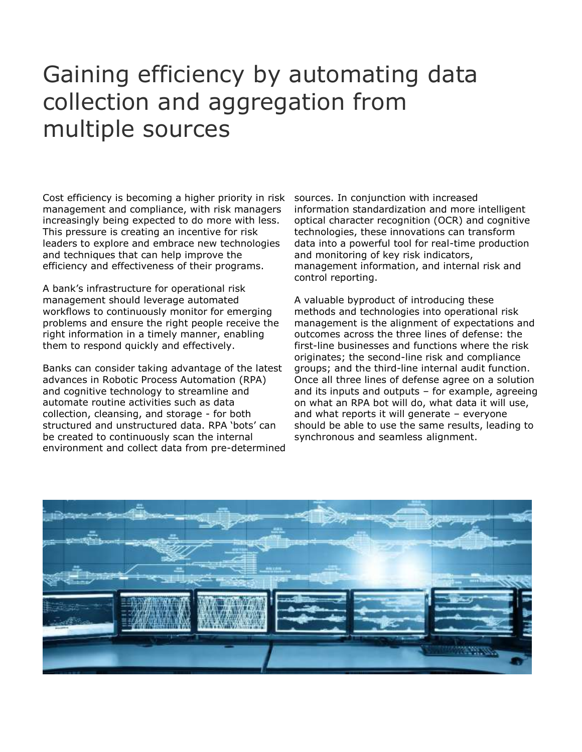# Gaining efficiency by automating data collection and aggregation from multiple sources

Cost efficiency is becoming a higher priority in risk management and compliance, with risk managers increasingly being expected to do more with less. This pressure is creating an incentive for risk leaders to explore and embrace new technologies and techniques that can help improve the efficiency and effectiveness of their programs.

A bank's infrastructure for operational risk management should leverage automated workflows to continuously monitor for emerging problems and ensure the right people receive the right information in a timely manner, enabling them to respond quickly and effectively.

Banks can consider taking advantage of the latest advances in Robotic Process Automation (RPA) and cognitive technology to streamline and automate routine activities such as data collection, cleansing, and storage - for both structured and unstructured data. RPA 'bots' can be created to continuously scan the internal environment and collect data from pre-determined sources. In conjunction with increased information standardization and more intelligent optical character recognition (OCR) and cognitive technologies, these innovations can transform data into a powerful tool for real-time production and monitoring of key risk indicators, management information, and internal risk and control reporting.

A valuable byproduct of introducing these methods and technologies into operational risk management is the alignment of expectations and outcomes across the three lines of defense: the first-line businesses and functions where the risk originates; the second-line risk and compliance groups; and the third-line internal audit function. Once all three lines of defense agree on a solution and its inputs and outputs – for example, agreeing on what an RPA bot will do, what data it will use, and what reports it will generate – everyone should be able to use the same results, leading to synchronous and seamless alignment.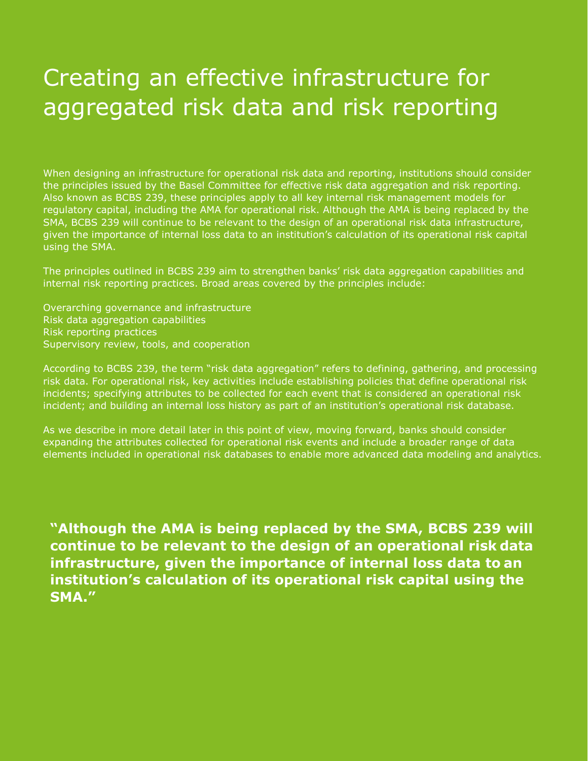# Creating an effective infrastructure for aggregated risk data and risk reporting

When designing an infrastructure for operational risk data and reporting, institutions should consider the principles issued by the Basel Committee for effective risk data aggregation and risk reporting. Also known as BCBS 239, these principles apply to all key internal risk management models for regulatory capital, including the AMA for operational risk. Although the AMA is being replaced by the SMA, BCBS 239 will continue to be relevant to the design of an operational risk data infrastructure, given the importance of internal loss data to an institution's calculation of its operational risk capital using the SMA.

The principles outlined in BCBS 239 aim to strengthen banks' risk data aggregation capabilities and internal risk reporting practices. Broad areas covered by the principles include:

- Overarching governance and infrastructure
- Risk data aggregation capabilities
- Risk reporting practices
- Supervisory review, tools, and cooperation

According to BCBS 239, the term "risk data aggregation" refers to defining, gathering, and processing risk data. For operational risk, key activities include establishing policies that define operational risk incidents; specifying attributes to be collected for each event that is considered an operational risk incident; and building an internal loss history as part of an institution's operational risk database.

As we describe in more detail later in this point of view, moving forward, banks should consider expanding the attributes collected for operational risk events and include a broader range of data elements included in operational risk databases to enable more advanced data modeling and analytics.

**"Although the AMA is being replaced by the SMA, BCBS 239 will continue to be relevant to the design of an operational risk data infrastructure, given the importance of internal loss data to an institution's calculation of its operational risk capital using the SMA."**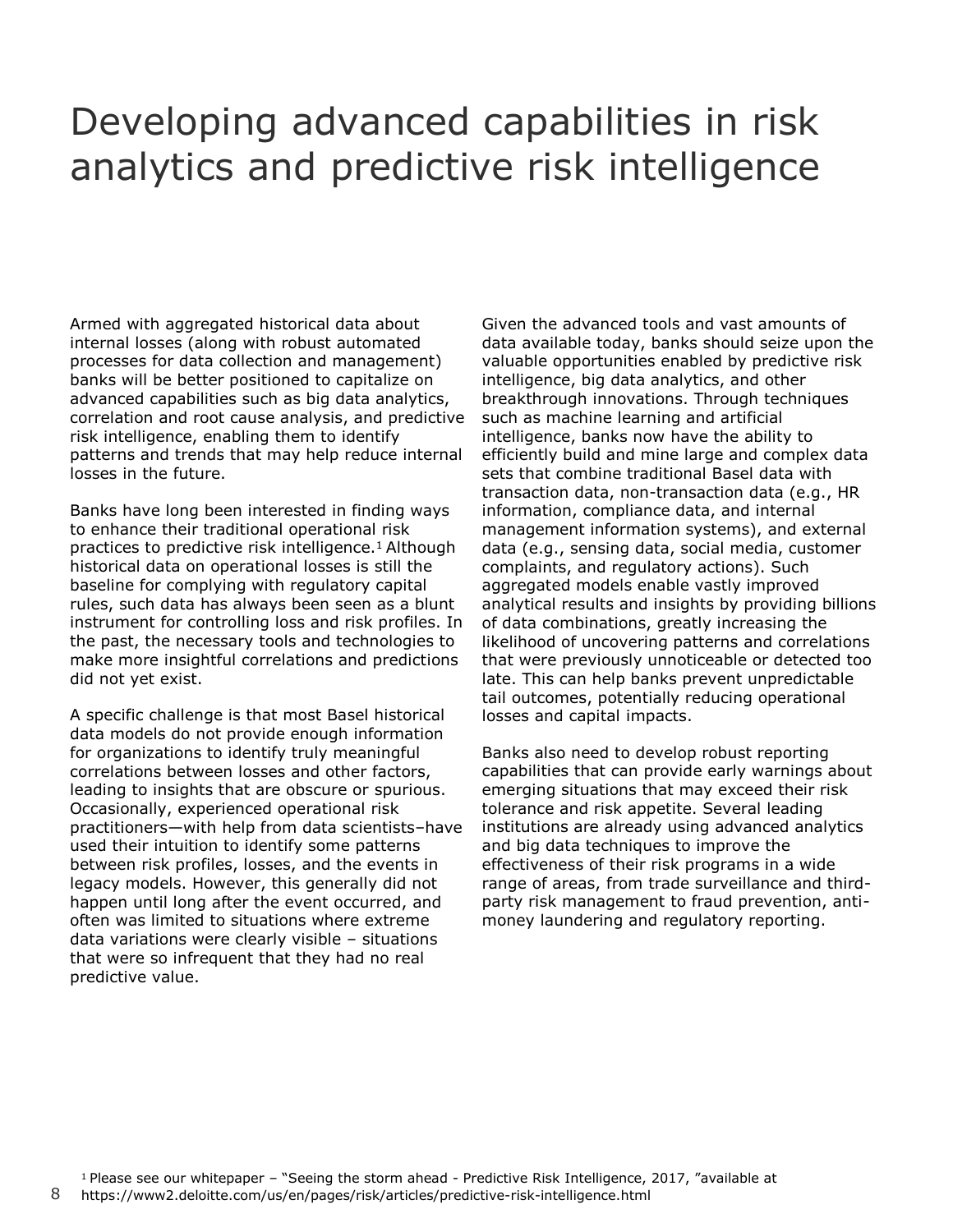# Developing advanced capabilities in risk analytics and predictive risk intelligence

Armed with aggregated historical data about internal losses (along with robust automated processes for data collection and management) banks will be better positioned to capitalize on advanced capabilities such as big data analytics, correlation and root cause analysis, and predictive risk intelligence, enabling them to identify patterns and trends that may help reduce internal losses in the future.

Banks have long been interested in finding ways to enhance their traditional operational risk practices to predictive risk intelligence.[1] Although historical data on operational losses is still the baseline for complying with regulatory capital rules, such data has always been seen as a blunt instrument for controlling loss and risk profiles. In the past, the necessary tools and technologies to make more insightful correlations and predictions did not yet exist.

A specific challenge is that most Basel historical data models do not provide enough information for organizations to identify truly meaningful correlations between losses and other factors, leading to insights that are obscure or spurious. Occasionally, experienced operational risk practitioners—with help from data scientists–have used their intuition to identify some patterns between risk profiles, losses, and the events in legacy models. However, this generally did not happen until long after the event occurred, and often was limited to situations where extreme data variations were clearly visible – situations that were so infrequent that they had no real predictive value.

Given the advanced tools and vast amounts of data available today, banks should seize upon the valuable opportunities enabled by predictive risk intelligence, big data analytics, and other breakthrough innovations. Through techniques such as machine learning and artificial intelligence, banks now have the ability to efficiently build and mine large and complex data sets that combine traditional Basel data with transaction data, non-transaction data (e.g., HR information, compliance data, and internal management information systems), and external data (e.g., sensing data, social media, customer complaints, and regulatory actions). Such aggregated models enable vastly improved analytical results and insights by providing billions of data combinations, greatly increasing the likelihood of uncovering patterns and correlations that were previously unnoticeable or detected too late. This can help banks prevent unpredictable tail outcomes, potentially reducing operational losses and capital impacts.

Banks also need to develop robust reporting capabilities that can provide early warnings about emerging situations that may exceed their risk tolerance and risk appetite. Several leading institutions are already using advanced analytics and big data techniques to improve the effectiveness of their risk programs in a wide range of areas, from trade surveillance and third-party risk management to fraud prevention, anti-money laundering and regulatory reporting.

[1] Please see our whitepaper – "Seeing the storm ahead - Predictive Risk Intelligence, 2017, "available at https://www2.deloitte.com/us/en/pages/risk/articles/predictive-risk-intelligence.html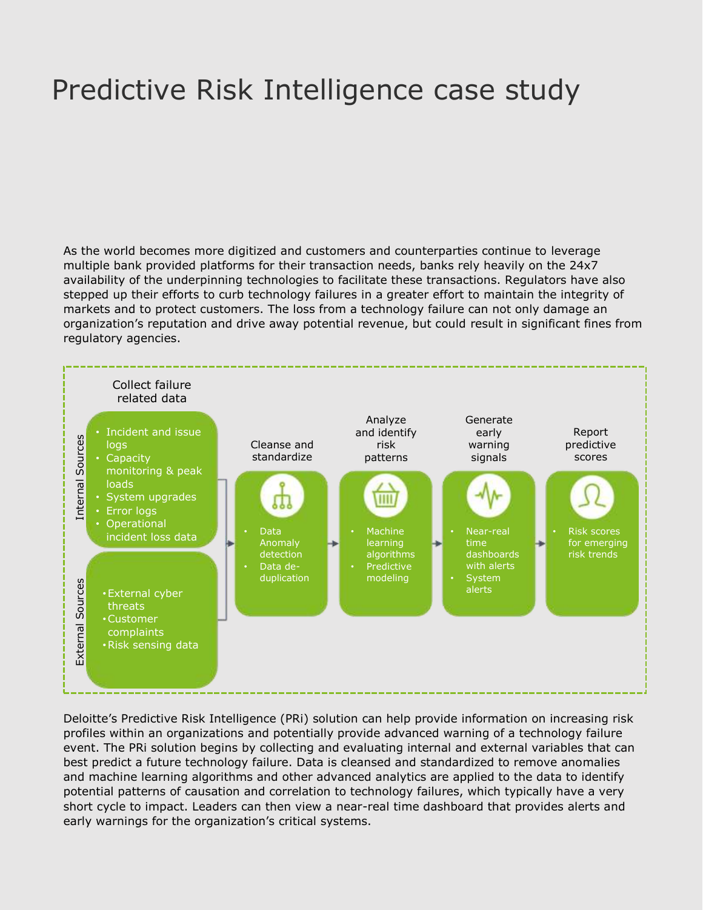# Predictive Risk Intelligence case study

As the world becomes more digitized and customers and counterparties continue to leverage multiple bank provided platforms for their transaction needs, banks rely heavily on the 24x7 availability of the underpinning technologies to facilitate these transactions. Regulators have also stepped up their efforts to curb technology failures in a greater effort to maintain the integrity of markets and to protect customers. The loss from a technology failure can not only damage an organization's reputation and drive away potential revenue, but could result in significant fines from regulatory agencies.

**Collect failure related data**

Internal Sources
- Incident and issue logs
- Capacity monitoring & peak loads
- System upgrades
- Error logs
- Operational incident loss data

External Sources
- External cyber threats
- Customer complaints
- Risk sensing data

**Cleanse and standardize**
- Data Anomaly detection
- Data de-duplication

**Analyze and identify risk patterns**
- Machine learning algorithms
- Predictive modeling

**Generate early warning signals**
- Near-real time dashboards with alerts
- System alerts

**Report predictive scores**
- Risk scores for emerging risk trends

Deloitte's Predictive Risk Intelligence (PRi) solution can help provide information on increasing risk profiles within an organizations and potentially provide advanced warning of a technology failure event. The PRi solution begins by collecting and evaluating internal and external variables that can best predict a future technology failure. Data is cleansed and standardized to remove anomalies and machine learning algorithms and other advanced analytics are applied to the data to identify potential patterns of causation and correlation to technology failures, which typically have a very short cycle to impact. Leaders can then view a near-real time dashboard that provides alerts and early warnings for the organization's critical systems.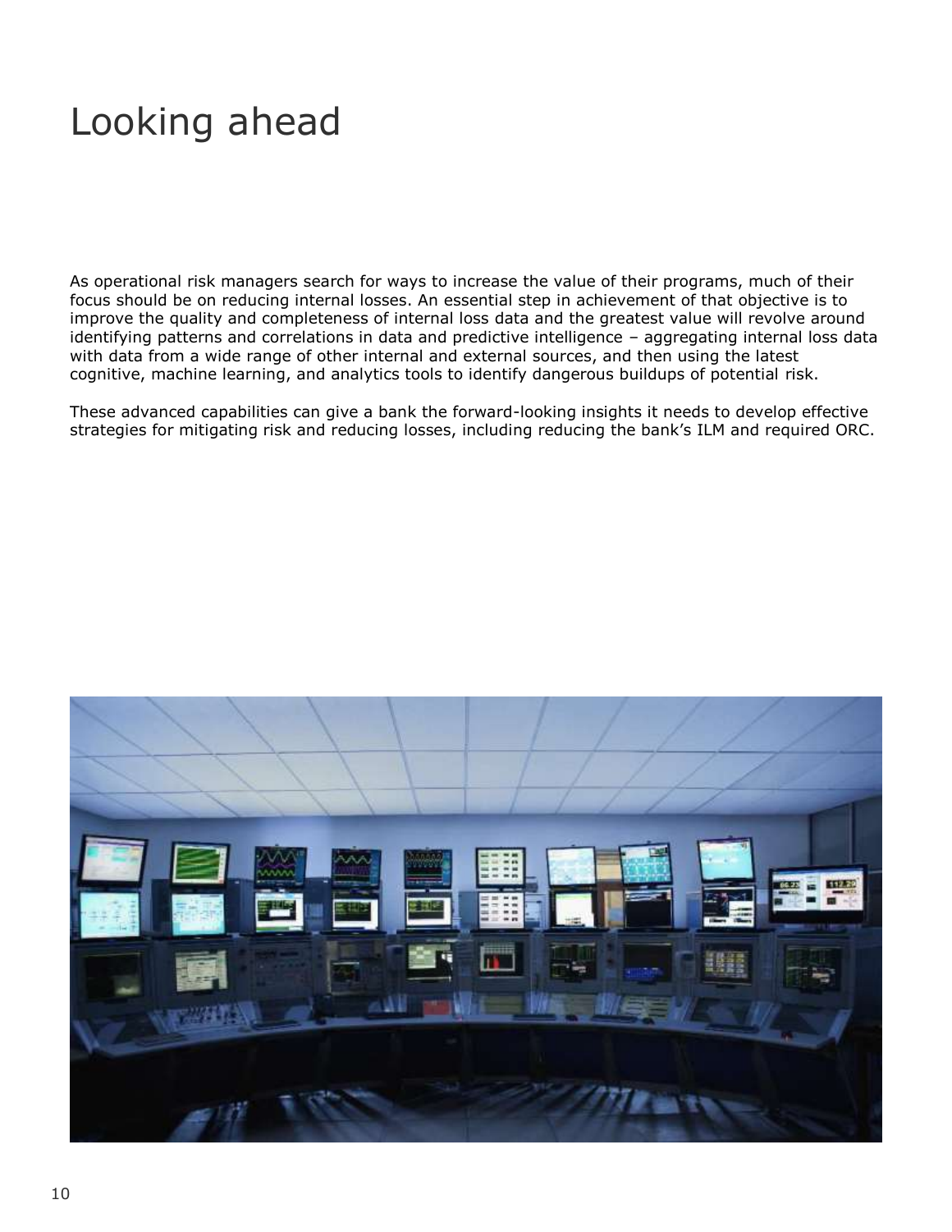# Looking ahead

As operational risk managers search for ways to increase the value of their programs, much of their focus should be on reducing internal losses. An essential step in achievement of that objective is to improve the quality and completeness of internal loss data and the greatest value will revolve around identifying patterns and correlations in data and predictive intelligence – aggregating internal loss data with data from a wide range of other internal and external sources, and then using the latest cognitive, machine learning, and analytics tools to identify dangerous buildups of potential risk.

These advanced capabilities can give a bank the forward-looking insights it needs to develop effective strategies for mitigating risk and reducing losses, including reducing the bank's ILM and required ORC.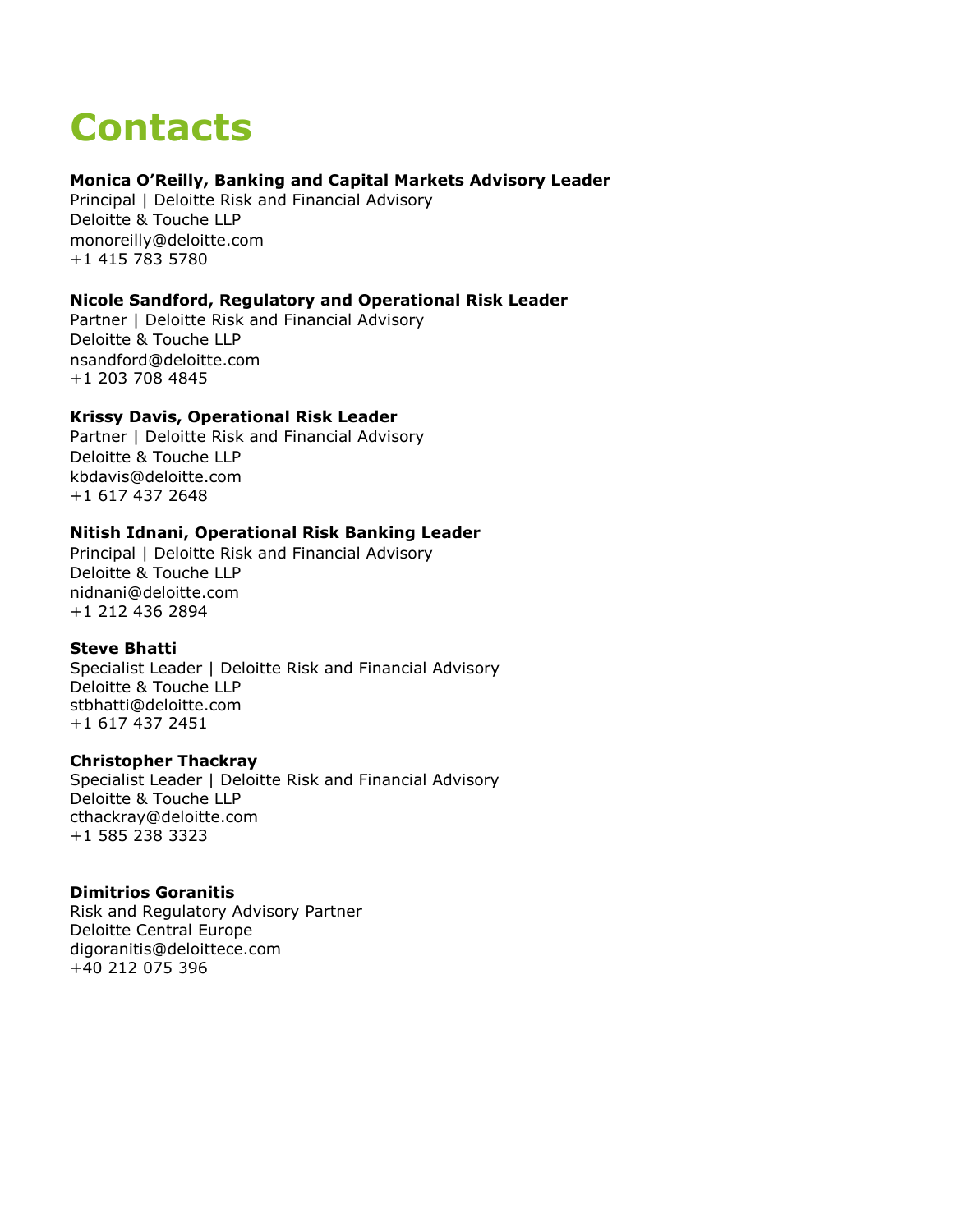# Contacts

**Monica O'Reilly, Banking and Capital Markets Advisory Leader**
Principal | Deloitte Risk and Financial Advisory
Deloitte & Touche LLP
monoreilly@deloitte.com
+1 415 783 5780

**Nicole Sandford, Regulatory and Operational Risk Leader**
Partner | Deloitte Risk and Financial Advisory
Deloitte & Touche LLP
nsandford@deloitte.com
+1 203 708 4845

**Krissy Davis, Operational Risk Leader**
Partner | Deloitte Risk and Financial Advisory
Deloitte & Touche LLP
kbdavis@deloitte.com
+1 617 437 2648

**Nitish Idnani, Operational Risk Banking Leader**
Principal | Deloitte Risk and Financial Advisory
Deloitte & Touche LLP
nidnani@deloitte.com
+1 212 436 2894

**Steve Bhatti**
Specialist Leader | Deloitte Risk and Financial Advisory
Deloitte & Touche LLP
stbhatti@deloitte.com
+1 617 437 2451

**Christopher Thackray**
Specialist Leader | Deloitte Risk and Financial Advisory
Deloitte & Touche LLP
cthackray@deloitte.com
+1 585 238 3323

**Dimitrios Goranitis**
Risk and Regulatory Advisory Partner
Deloitte Central Europe
digoranitis@deloittece.com
+40 212 075 396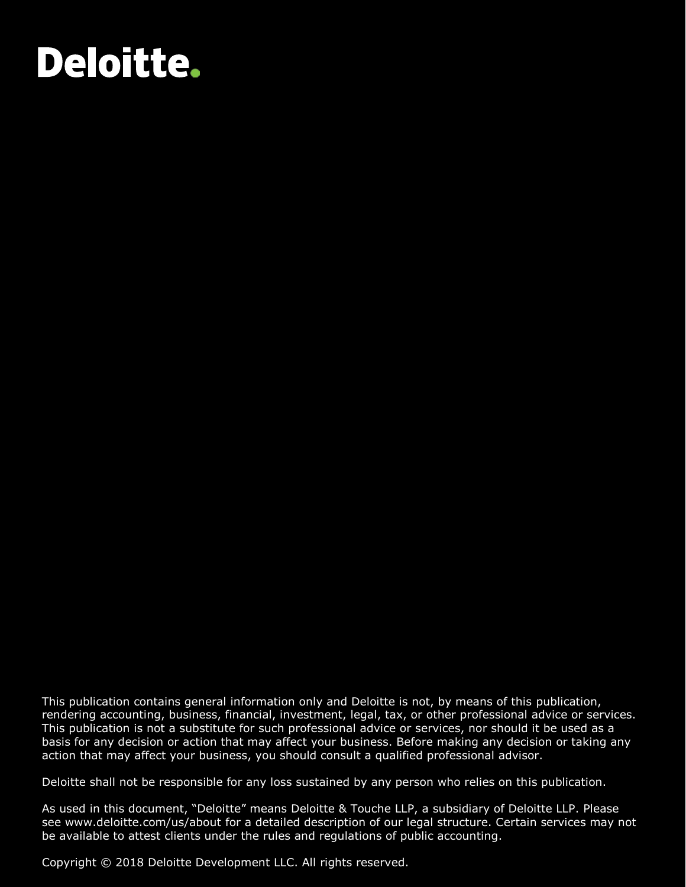Deloitte.

This publication contains general information only and Deloitte is not, by means of this publication, rendering accounting, business, financial, investment, legal, tax, or other professional advice or services. This publication is not a substitute for such professional advice or services, nor should it be used as a basis for any decision or action that may affect your business. Before making any decision or taking any action that may affect your business, you should consult a qualified professional advisor.

Deloitte shall not be responsible for any loss sustained by any person who relies on this publication.

As used in this document, "Deloitte" means Deloitte & Touche LLP, a subsidiary of Deloitte LLP. Please see www.deloitte.com/us/about for a detailed description of our legal structure. Certain services may not be available to attest clients under the rules and regulations of public accounting.

Copyright © 2018 Deloitte Development LLC. All rights reserved.